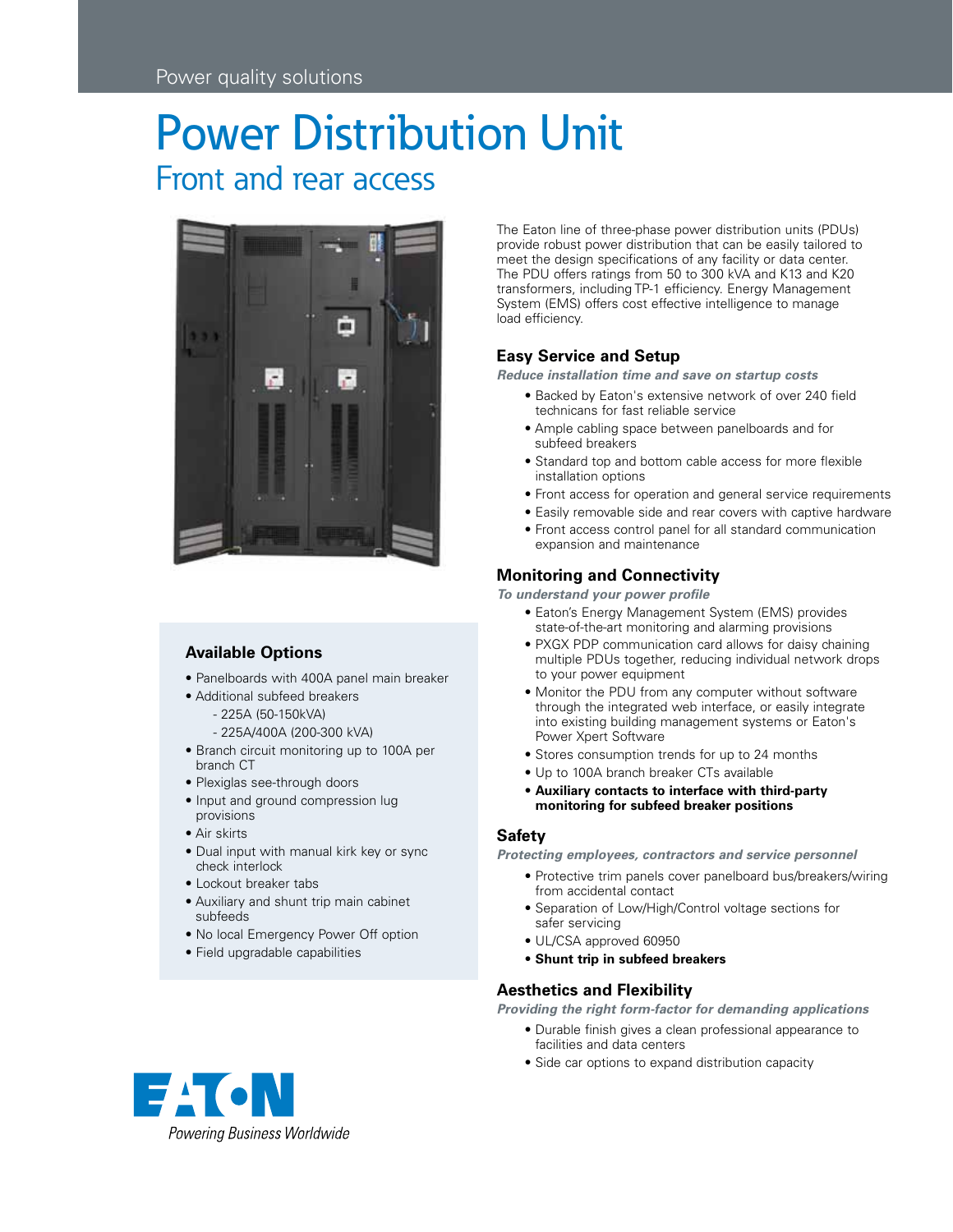Power quality solutions

# Power Distribution Unit

## Front and rear access

The Eaton line of three-phase power distribution units (PDUs) provide robust power distribution that can be easily tailored to meet the design specifications of any facility or data center. The PDU offers ratings from 50 to 300 kVA and K13 and K20 transformers, including TP-1 efficiency. Energy Management System (EMS) offers cost effective intelligence to manage load efficiency.

### Easy Service and Setup

***Reduce installation time and save on startup costs***

- Backed by Eaton's extensive network of over 240 field technicans for fast reliable service
- Ample cabling space between panelboards and for subfeed breakers
- Standard top and bottom cable access for more flexible installation options
- Front access for operation and general service requirements
- Easily removable side and rear covers with captive hardware
- Front access control panel for all standard communication expansion and maintenance

### Monitoring and Connectivity

***To understand your power profile***

- Eaton's Energy Management System (EMS) provides state-of-the-art monitoring and alarming provisions
- PXGX PDP communication card allows for daisy chaining multiple PDUs together, reducing individual network drops to your power equipment
- Monitor the PDU from any computer without software through the integrated web interface, or easily integrate into existing building management systems or Eaton's Power Xpert Software
- Stores consumption trends for up to 24 months
- Up to 100A branch breaker CTs available
- **Auxiliary contacts to interface with third-party monitoring for subfeed breaker positions**

### Safety

***Protecting employees, contractors and service personnel***

- Protective trim panels cover panelboard bus/breakers/wiring from accidental contact
- Separation of Low/High/Control voltage sections for safer servicing
- UL/CSA approved 60950
- **Shunt trip in subfeed breakers**

### Aesthetics and Flexibility

***Providing the right form-factor for demanding applications***

- Durable finish gives a clean professional appearance to facilities and data centers
- Side car options to expand distribution capacity

### Available Options

- Panelboards with 400A panel main breaker
- Additional subfeed breakers
  - 225A (50-150kVA)
  - 225A/400A (200-300 kVA)
- Branch circuit monitoring up to 100A per branch CT
- Plexiglas see-through doors
- Input and ground compression lug provisions
- Air skirts
- Dual input with manual kirk key or sync check interlock
- Lockout breaker tabs
- Auxiliary and shunt trip main cabinet subfeeds
- No local Emergency Power Off option
- Field upgradable capabilities

EATON

*Powering Business Worldwide*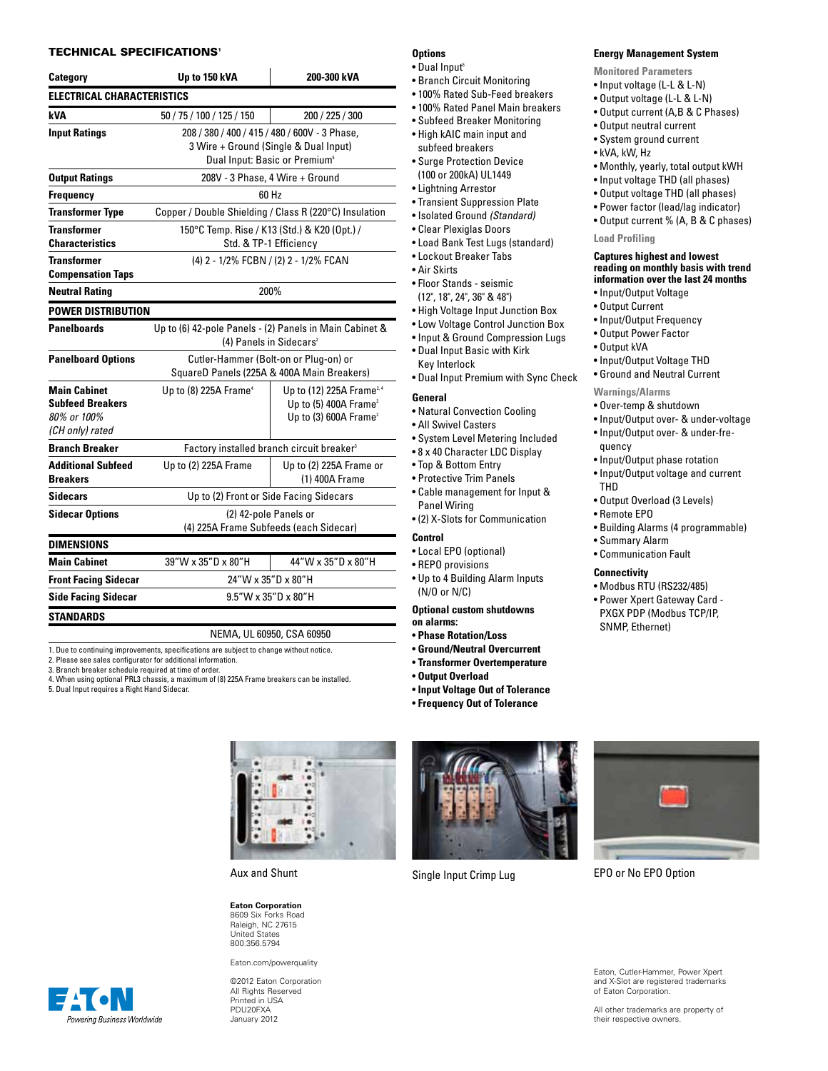## TECHNICAL SPECIFICATIONS[1]

| Category | Up to 150 kVA | 200-300 kVA |
|---|---|---|
| **ELECTRICAL CHARACTERISTICS** | | |
| **kVA** | 50 / 75 / 100 / 125 / 150 | 200 / 225 / 300 |
| **Input Ratings** | 208 / 380 / 400 / 415 / 480 / 600V - 3 Phase, 3 Wire + Ground (Single & Dual Input) Dual Input: Basic or Premium[5] | |
| **Output Ratings** | 208V - 3 Phase, 4 Wire + Ground | |
| **Frequency** | 60 Hz | |
| **Transformer Type** | Copper / Double Shielding / Class R (220°C) Insulation | |
| **Transformer Characteristics** | 150°C Temp. Rise / K13 (Std.) & K20 (Opt.) / Std. & TP-1 Efficiency | |
| **Transformer Compensation Taps** | (4) 2 - 1/2% FCBN / (2) 2 - 1/2% FCAN | |
| **Neutral Rating** | 200% | |
| **POWER DISTRIBUTION** | | |
| **Panelboards** | Up to (6) 42-pole Panels - (2) Panels in Main Cabinet & (4) Panels in Sidecars[2] | |
| **Panelboard Options** | Cutler-Hammer (Bolt-on or Plug-on) or SquareD Panels (225A & 400A Main Breakers) | |
| **Main Cabinet Subfeed Breakers** *80% or 100% (CH only) rated* | Up to (8) 225A Frame[4] | Up to (12) 225A Frame[2,4] Up to (5) 400A Frame[2] Up to (3) 600A Frame[2] |
| **Branch Breaker** | Factory installed branch circuit breaker[3] | |
| **Additional Subfeed Breakers** | Up to (2) 225A Frame | Up to (2) 225A Frame or (1) 400A Frame |
| **Sidecars** | Up to (2) Front or Side Facing Sidecars | |
| **Sidecar Options** | (2) 42-pole Panels or (4) 225A Frame Subfeeds (each Sidecar) | |
| **DIMENSIONS** | | |
| **Main Cabinet** | 39"W x 35"D x 80"H | 44"W x 35"D x 80"H |
| **Front Facing Sidecar** | 24"W x 35"D x 80"H | |
| **Side Facing Sidecar** | 9.5"W x 35"D x 80"H | |
| **STANDARDS** | | |
| | NEMA, UL 60950, CSA 60950 | |

1. Due to continuing improvements, specifications are subject to change without notice.
2. Please see sales configurator for additional information.
3. Branch breaker schedule required at time of order.
4. When using optional PRL3 chassis, a maximum of (8) 225A Frame breakers can be installed.
5. Dual Input requires a Right Hand Sidecar.

### Options

- Dual Input[5]
- Branch Circuit Monitoring
- 100% Rated Sub-Feed breakers
- 100% Rated Panel Main breakers
- Subfeed Breaker Monitoring
- High kAIC main input and subfeed breakers
- Surge Protection Device (100 or 200kA) UL1449
- Lightning Arrestor
- Transient Suppression Plate
- Isolated Ground *(Standard)*
- Clear Plexiglas Doors
- Load Bank Test Lugs (standard)
- Lockout Breaker Tabs
- Air Skirts
- Floor Stands - seismic (12", 18", 24", 36" & 48")
- High Voltage Input Junction Box
- Low Voltage Control Junction Box
- Input & Ground Compression Lugs
- Dual Input Basic with Kirk Key Interlock
- Dual Input Premium with Sync Check

### General

- Natural Convection Cooling
- All Swivel Casters
- System Level Metering Included
- 8 x 40 Character LDC Display
- Top & Bottom Entry
- Protective Trim Panels
- Cable management for Input & Panel Wiring
- (2) X-Slots for Communication

### Control

- Local EPO (optional)
- REPO provisions
- Up to 4 Building Alarm Inputs (N/O or N/C)

### Optional custom shutdowns on alarms:

- **Phase Rotation/Loss**
- **Ground/Neutral Overcurrent**
- **Transformer Overtemperature**
- **Output Overload**
- **Input Voltage Out of Tolerance**
- **Frequency Out of Tolerance**

### Energy Management System

#### Monitored Parameters

- Input voltage (L-L & L-N)
- Output voltage (L-L & L-N)
- Output current (A,B & C Phases)
- Output neutral current
- System ground current
- kVA, kW, Hz
- Monthly, yearly, total output kWH
- Input voltage THD (all phases)
- Output voltage THD (all phases)
- Power factor (lead/lag indicator)
- Output current % (A, B & C phases)

#### Load Profiling

**Captures highest and lowest reading on monthly basis with trend information over the last 24 months**

- Input/Output Voltage
- Output Current
- Input/Output Frequency
- Output Power Factor
- Output kVA
- Input/Output Voltage THD
- Ground and Neutral Current

#### Warnings/Alarms

- Over-temp & shutdown
- Input/Output over- & under-voltage
- Input/Output over- & under-frequency
- Input/Output phase rotation
- Input/Output voltage and current THD
- Output Overload (3 Levels)
- Remote EPO
- Building Alarms (4 programmable)
- Summary Alarm
- Communication Fault

### Connectivity

- Modbus RTU (RS232/485)
- Power Xpert Gateway Card - PXGX PDP (Modbus TCP/IP, SNMP, Ethernet)

Aux and Shunt

Single Input Crimp Lug

EPO or No EPO Option

**Eaton Corporation**
8609 Six Forks Road
Raleigh, NC 27615
United States
800.356.5794

Eaton.com/powerquality

©2012 Eaton Corporation
All Rights Reserved
Printed in USA
PDU20FXA
January 2012

EATON
Powering Business Worldwide

Eaton, Cutler-Hammer, Power Xpert and X-Slot are registered trademarks of Eaton Corporation.

All other trademarks are property of their respective owners.